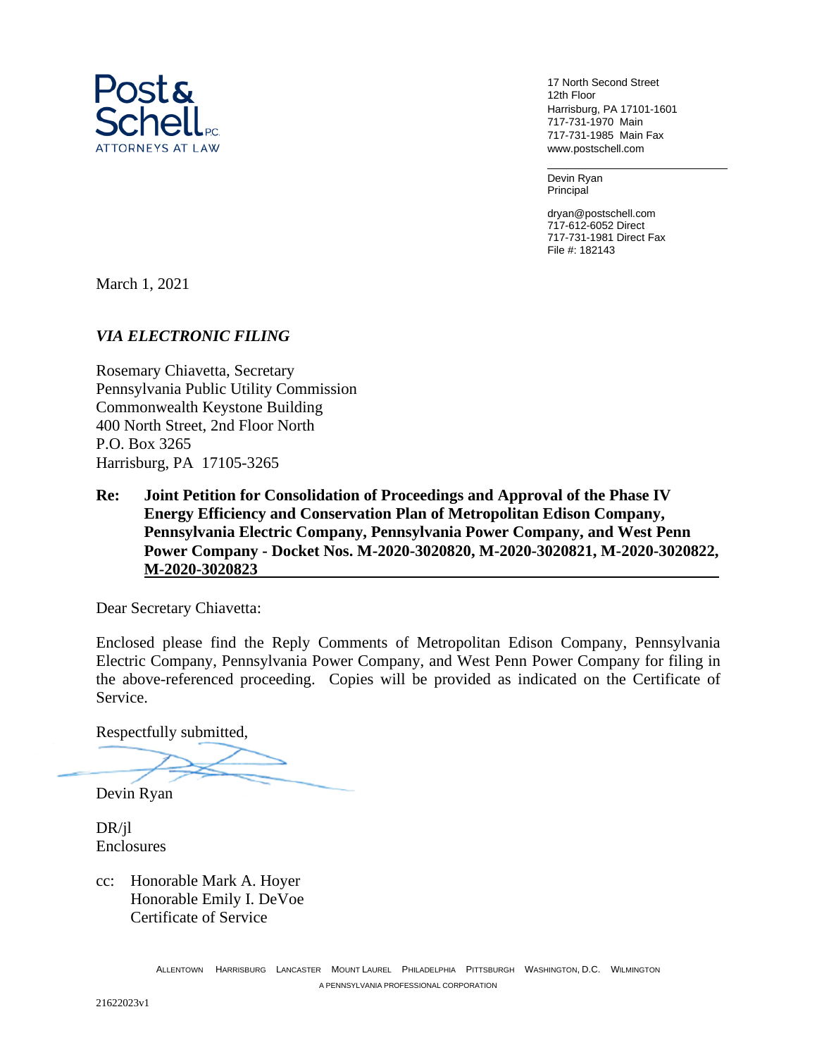Post & Schell P.C.
ATTORNEYS AT LAW

17 North Second Street
12th Floor
Harrisburg, PA 17101-1601
717-731-1970 Main
717-731-1985 Main Fax
www.postschell.com

Devin Ryan
Principal

dryan@postschell.com
717-612-6052 Direct
717-731-1981 Direct Fax
File #: 182143

March 1, 2021

*VIA ELECTRONIC FILING*

Rosemary Chiavetta, Secretary
Pennsylvania Public Utility Commission
Commonwealth Keystone Building
400 North Street, 2nd Floor North
P.O. Box 3265
Harrisburg, PA 17105-3265

**Re: Joint Petition for Consolidation of Proceedings and Approval of the Phase IV Energy Efficiency and Conservation Plan of Metropolitan Edison Company, Pennsylvania Electric Company, Pennsylvania Power Company, and West Penn Power Company - Docket Nos. M-2020-3020820, M-2020-3020821, M-2020-3020822, M-2020-3020823**

Dear Secretary Chiavetta:

Enclosed please find the Reply Comments of Metropolitan Edison Company, Pennsylvania Electric Company, Pennsylvania Power Company, and West Penn Power Company for filing in the above-referenced proceeding. Copies will be provided as indicated on the Certificate of Service.

Respectfully submitted,

Devin Ryan

DR/jl
Enclosures

cc: Honorable Mark A. Hoyer
Honorable Emily I. DeVoe
Certificate of Service

ALLENTOWN HARRISBURG LANCASTER MOUNT LAUREL PHILADELPHIA PITTSBURGH WASHINGTON, D.C. WILMINGTON
A PENNSYLVANIA PROFESSIONAL CORPORATION

21622023v1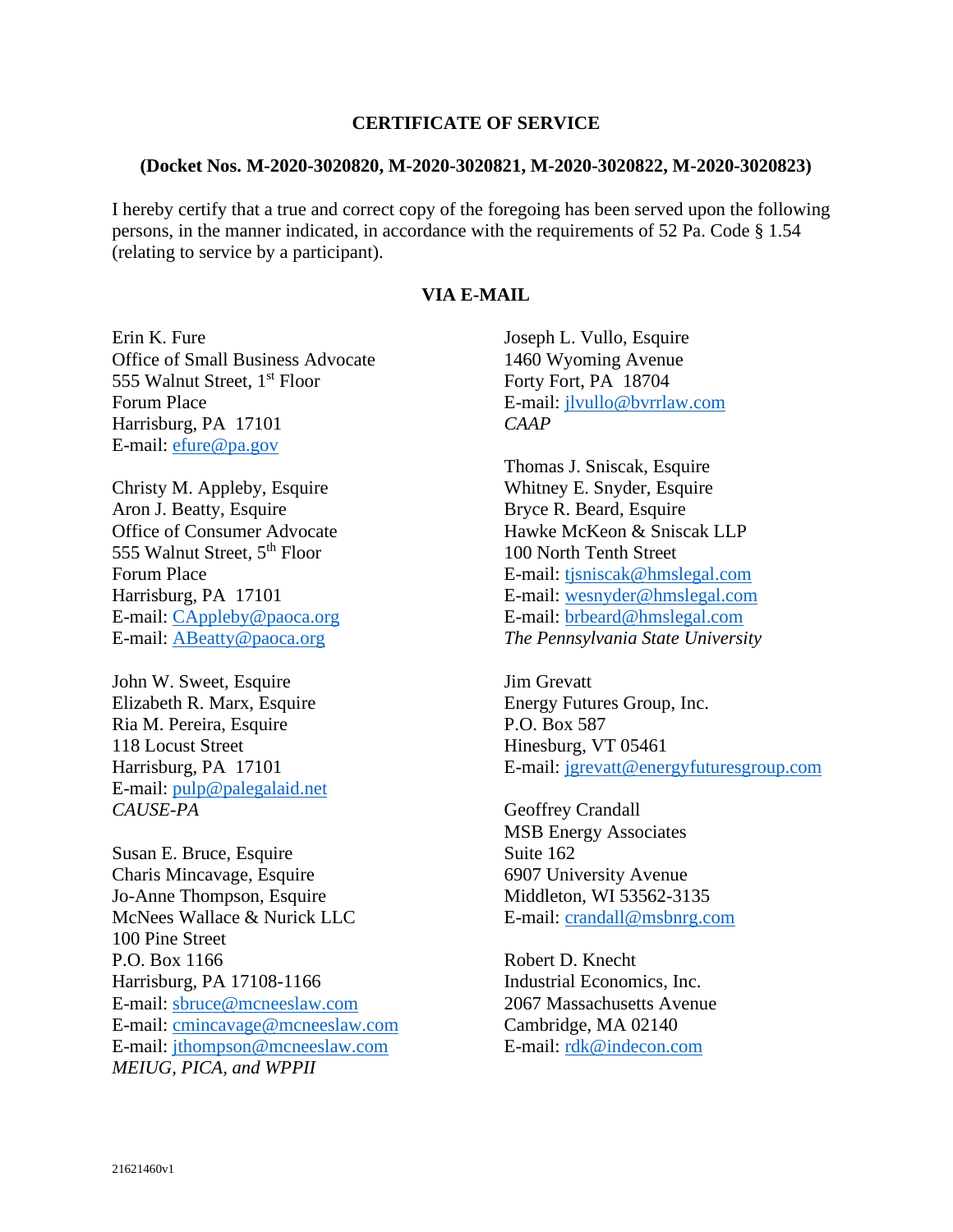**CERTIFICATE OF SERVICE**

**(Docket Nos. M-2020-3020820, M-2020-3020821, M-2020-3020822, M-2020-3020823)**

I hereby certify that a true and correct copy of the foregoing has been served upon the following persons, in the manner indicated, in accordance with the requirements of 52 Pa. Code § 1.54 (relating to service by a participant).

**VIA E-MAIL**

Erin K. Fure
Office of Small Business Advocate
555 Walnut Street, 1st Floor
Forum Place
Harrisburg, PA 17101
E-mail: efure@pa.gov

Christy M. Appleby, Esquire
Aron J. Beatty, Esquire
Office of Consumer Advocate
555 Walnut Street, 5th Floor
Forum Place
Harrisburg, PA 17101
E-mail: CAppleby@paoca.org
E-mail: ABeatty@paoca.org

John W. Sweet, Esquire
Elizabeth R. Marx, Esquire
Ria M. Pereira, Esquire
118 Locust Street
Harrisburg, PA 17101
E-mail: pulp@palegalaid.net
*CAUSE-PA*

Susan E. Bruce, Esquire
Charis Mincavage, Esquire
Jo-Anne Thompson, Esquire
McNees Wallace & Nurick LLC
100 Pine Street
P.O. Box 1166
Harrisburg, PA 17108-1166
E-mail: sbruce@mcneeslaw.com
E-mail: cmincavage@mcneeslaw.com
E-mail: jthompson@mcneeslaw.com
*MEIUG, PICA, and WPPII*

Joseph L. Vullo, Esquire
1460 Wyoming Avenue
Forty Fort, PA 18704
E-mail: jlvullo@bvrrlaw.com
*CAAP*

Thomas J. Sniscak, Esquire
Whitney E. Snyder, Esquire
Bryce R. Beard, Esquire
Hawke McKeon & Sniscak LLP
100 North Tenth Street
E-mail: tjsniscak@hmslegal.com
E-mail: wesnyder@hmslegal.com
E-mail: brbeard@hmslegal.com
*The Pennsylvania State University*

Jim Grevatt
Energy Futures Group, Inc.
P.O. Box 587
Hinesburg, VT 05461
E-mail: jgrevatt@energyfuturesgroup.com

Geoffrey Crandall
MSB Energy Associates
Suite 162
6907 University Avenue
Middleton, WI 53562-3135
E-mail: crandall@msbnrg.com

Robert D. Knecht
Industrial Economics, Inc.
2067 Massachusetts Avenue
Cambridge, MA 02140
E-mail: rdk@indecon.com

21621460v1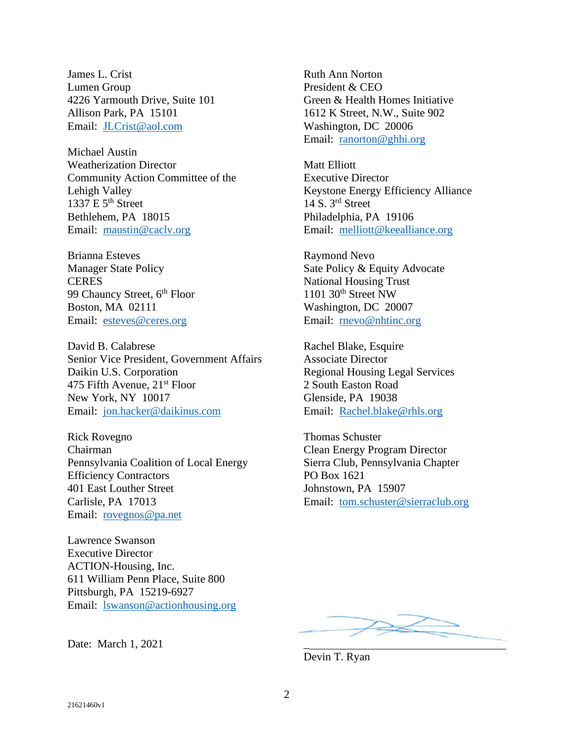James L. Crist
Lumen Group
4226 Yarmouth Drive, Suite 101
Allison Park, PA 15101
Email: JLCrist@aol.com

Michael Austin
Weatherization Director
Community Action Committee of the Lehigh Valley
1337 E 5th Street
Bethlehem, PA 18015
Email: maustin@caclv.org

Brianna Esteves
Manager State Policy
CERES
99 Chauncy Street, 6th Floor
Boston, MA 02111
Email: esteves@ceres.org

David B. Calabrese
Senior Vice President, Government Affairs
Daikin U.S. Corporation
475 Fifth Avenue, 21st Floor
New York, NY 10017
Email: jon.hacker@daikinus.com

Rick Rovegno
Chairman
Pennsylvania Coalition of Local Energy Efficiency Contractors
401 East Louther Street
Carlisle, PA 17013
Email: rovegnos@pa.net

Lawrence Swanson
Executive Director
ACTION-Housing, Inc.
611 William Penn Place, Suite 800
Pittsburgh, PA 15219-6927
Email: lswanson@actionhousing.org

Ruth Ann Norton
President & CEO
Green & Health Homes Initiative
1612 K Street, N.W., Suite 902
Washington, DC 20006
Email: ranorton@ghhi.org

Matt Elliott
Executive Director
Keystone Energy Efficiency Alliance
14 S. 3rd Street
Philadelphia, PA 19106
Email: melliott@keealliance.org

Raymond Nevo
Sate Policy & Equity Advocate
National Housing Trust
1101 30th Street NW
Washington, DC 20007
Email: rnevo@nhtinc.org

Rachel Blake, Esquire
Associate Director
Regional Housing Legal Services
2 South Easton Road
Glenside, PA 19038
Email: Rachel.blake@rhls.org

Thomas Schuster
Clean Energy Program Director
Sierra Club, Pennsylvania Chapter
PO Box 1621
Johnstown, PA 15907
Email: tom.schuster@sierraclub.org

Date: March 1, 2021

_______________________________
Devin T. Ryan

21621460v1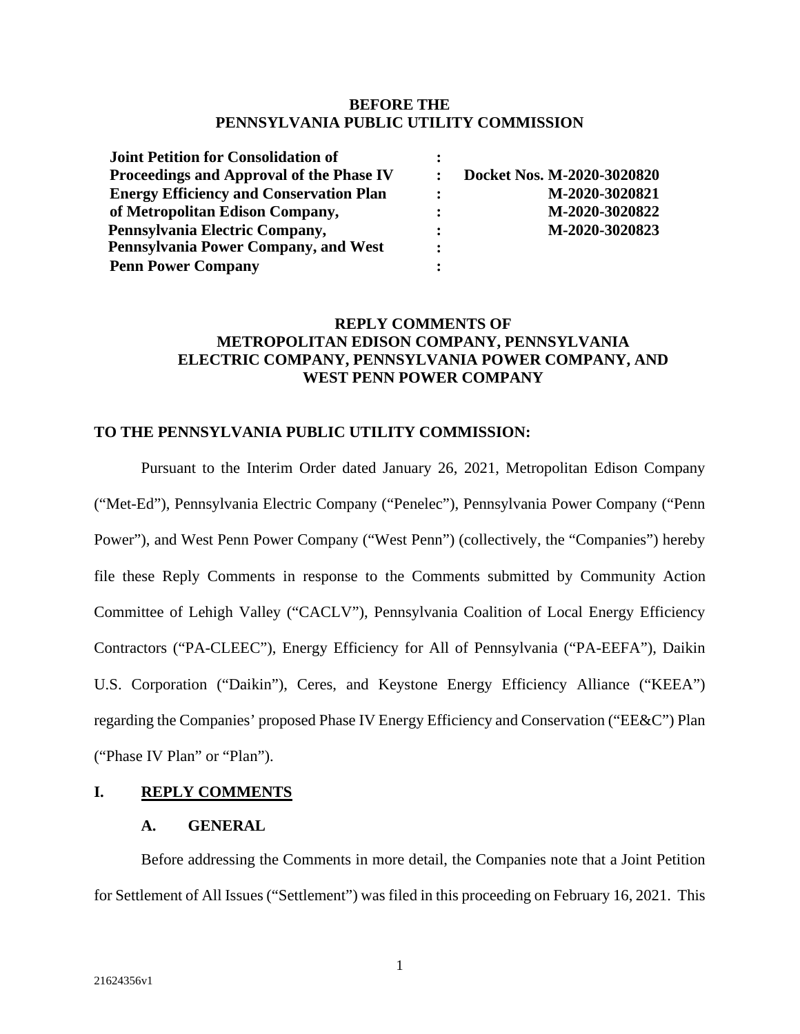**BEFORE THE**
**PENNSYLVANIA PUBLIC UTILITY COMMISSION**

| | | |
|---|---|---|
| **Joint Petition for Consolidation of Proceedings and Approval of the Phase IV Energy Efficiency and Conservation Plan of Metropolitan Edison Company, Pennsylvania Electric Company, Pennsylvania Power Company, and West Penn Power Company** | : | **Docket Nos. M-2020-3020820** **M-2020-3020821** **M-2020-3020822** **M-2020-3020823** |

**REPLY COMMENTS OF**
**METROPOLITAN EDISON COMPANY, PENNSYLVANIA ELECTRIC COMPANY, PENNSYLVANIA POWER COMPANY, AND WEST PENN POWER COMPANY**

**TO THE PENNSYLVANIA PUBLIC UTILITY COMMISSION:**

Pursuant to the Interim Order dated January 26, 2021, Metropolitan Edison Company ("Met-Ed"), Pennsylvania Electric Company ("Penelec"), Pennsylvania Power Company ("Penn Power"), and West Penn Power Company ("West Penn") (collectively, the "Companies") hereby file these Reply Comments in response to the Comments submitted by Community Action Committee of Lehigh Valley ("CACLV"), Pennsylvania Coalition of Local Energy Efficiency Contractors ("PA-CLEEC"), Energy Efficiency for All of Pennsylvania ("PA-EEFA"), Daikin U.S. Corporation ("Daikin"), Ceres, and Keystone Energy Efficiency Alliance ("KEEA") regarding the Companies' proposed Phase IV Energy Efficiency and Conservation ("EE&C") Plan ("Phase IV Plan" or "Plan").

## I. REPLY COMMENTS

### A. GENERAL

Before addressing the Comments in more detail, the Companies note that a Joint Petition for Settlement of All Issues ("Settlement") was filed in this proceeding on February 16, 2021. This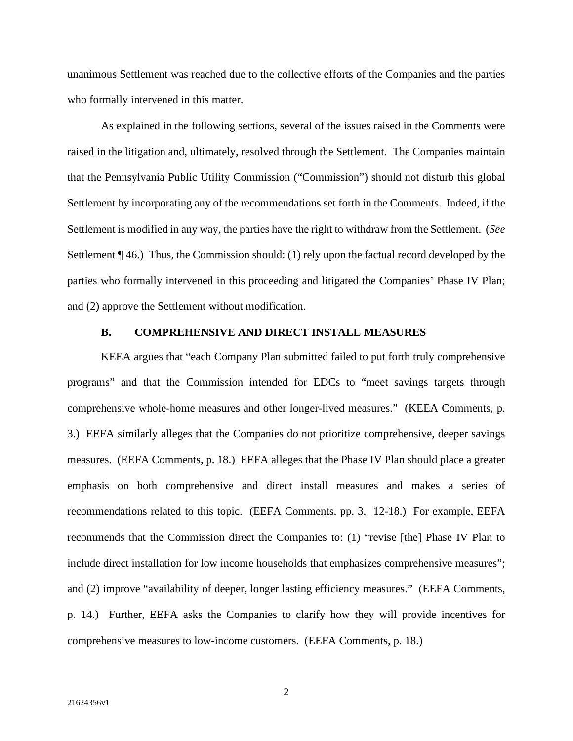unanimous Settlement was reached due to the collective efforts of the Companies and the parties who formally intervened in this matter.

As explained in the following sections, several of the issues raised in the Comments were raised in the litigation and, ultimately, resolved through the Settlement. The Companies maintain that the Pennsylvania Public Utility Commission ("Commission") should not disturb this global Settlement by incorporating any of the recommendations set forth in the Comments. Indeed, if the Settlement is modified in any way, the parties have the right to withdraw from the Settlement. (*See* Settlement ¶ 46.) Thus, the Commission should: (1) rely upon the factual record developed by the parties who formally intervened in this proceeding and litigated the Companies' Phase IV Plan; and (2) approve the Settlement without modification.

### B. COMPREHENSIVE AND DIRECT INSTALL MEASURES

KEEA argues that "each Company Plan submitted failed to put forth truly comprehensive programs" and that the Commission intended for EDCs to "meet savings targets through comprehensive whole-home measures and other longer-lived measures." (KEEA Comments, p. 3.) EEFA similarly alleges that the Companies do not prioritize comprehensive, deeper savings measures. (EEFA Comments, p. 18.) EEFA alleges that the Phase IV Plan should place a greater emphasis on both comprehensive and direct install measures and makes a series of recommendations related to this topic. (EEFA Comments, pp. 3, 12-18.) For example, EEFA recommends that the Commission direct the Companies to: (1) "revise [the] Phase IV Plan to include direct installation for low income households that emphasizes comprehensive measures"; and (2) improve "availability of deeper, longer lasting efficiency measures." (EEFA Comments, p. 14.) Further, EEFA asks the Companies to clarify how they will provide incentives for comprehensive measures to low-income customers. (EEFA Comments, p. 18.)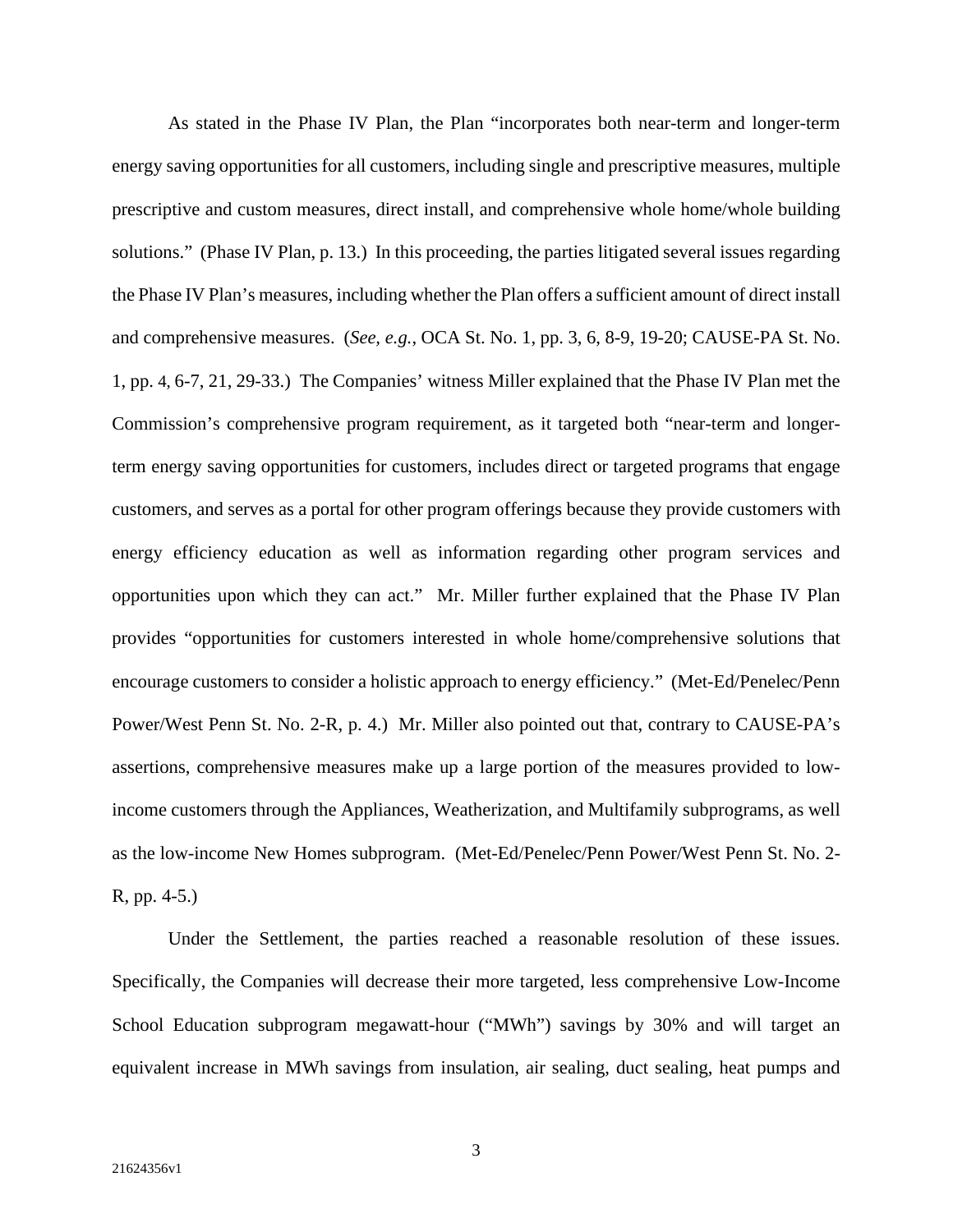As stated in the Phase IV Plan, the Plan "incorporates both near-term and longer-term energy saving opportunities for all customers, including single and prescriptive measures, multiple prescriptive and custom measures, direct install, and comprehensive whole home/whole building solutions." (Phase IV Plan, p. 13.) In this proceeding, the parties litigated several issues regarding the Phase IV Plan's measures, including whether the Plan offers a sufficient amount of direct install and comprehensive measures. (*See, e.g.*, OCA St. No. 1, pp. 3, 6, 8-9, 19-20; CAUSE-PA St. No. 1, pp. 4, 6-7, 21, 29-33.) The Companies' witness Miller explained that the Phase IV Plan met the Commission's comprehensive program requirement, as it targeted both "near-term and longer-term energy saving opportunities for customers, includes direct or targeted programs that engage customers, and serves as a portal for other program offerings because they provide customers with energy efficiency education as well as information regarding other program services and opportunities upon which they can act." Mr. Miller further explained that the Phase IV Plan provides "opportunities for customers interested in whole home/comprehensive solutions that encourage customers to consider a holistic approach to energy efficiency." (Met-Ed/Penelec/Penn Power/West Penn St. No. 2-R, p. 4.) Mr. Miller also pointed out that, contrary to CAUSE-PA's assertions, comprehensive measures make up a large portion of the measures provided to low-income customers through the Appliances, Weatherization, and Multifamily subprograms, as well as the low-income New Homes subprogram. (Met-Ed/Penelec/Penn Power/West Penn St. No. 2-R, pp. 4-5.)

Under the Settlement, the parties reached a reasonable resolution of these issues. Specifically, the Companies will decrease their more targeted, less comprehensive Low-Income School Education subprogram megawatt-hour ("MWh") savings by 30% and will target an equivalent increase in MWh savings from insulation, air sealing, duct sealing, heat pumps and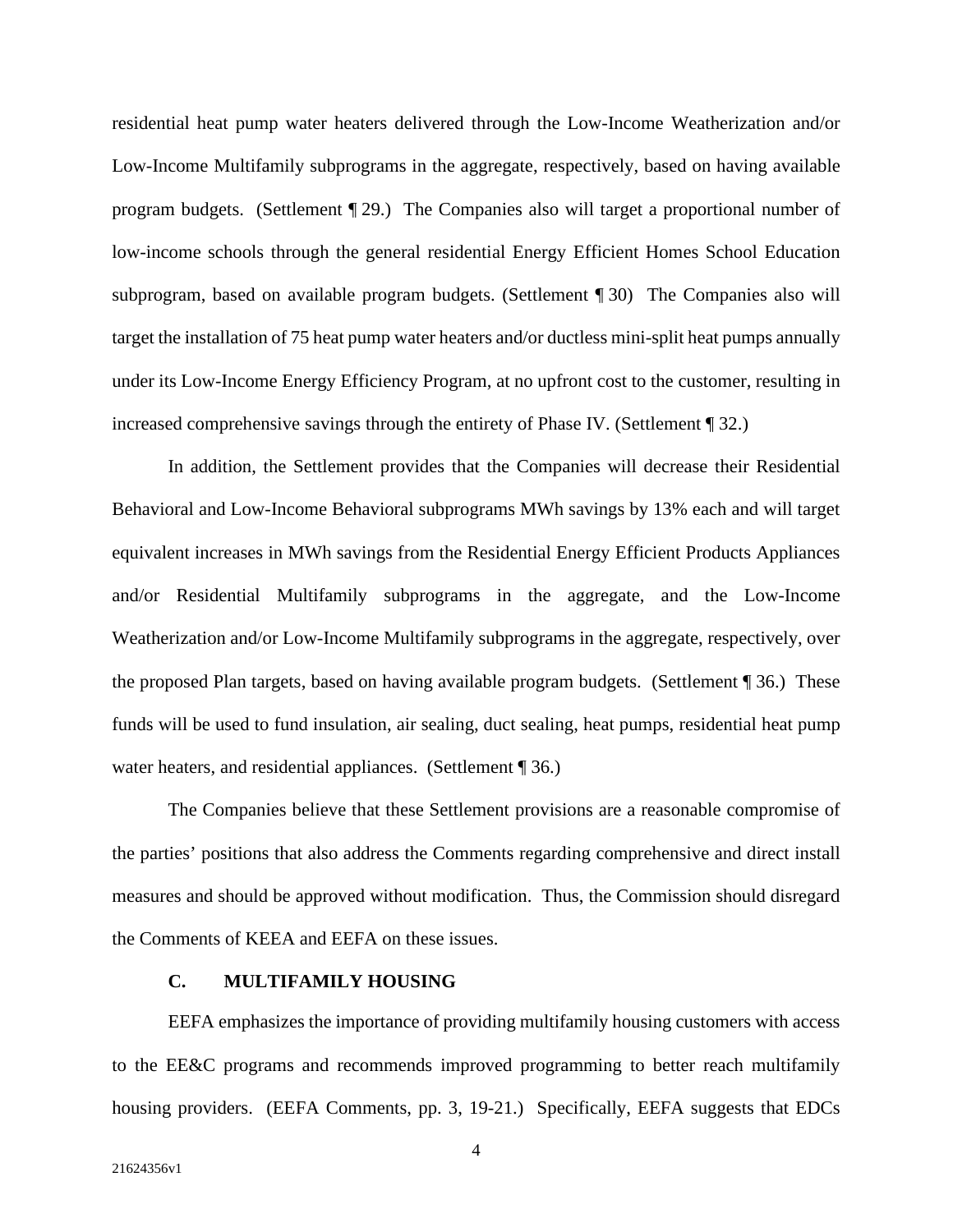residential heat pump water heaters delivered through the Low-Income Weatherization and/or Low-Income Multifamily subprograms in the aggregate, respectively, based on having available program budgets. (Settlement ¶ 29.) The Companies also will target a proportional number of low-income schools through the general residential Energy Efficient Homes School Education subprogram, based on available program budgets. (Settlement ¶ 30) The Companies also will target the installation of 75 heat pump water heaters and/or ductless mini-split heat pumps annually under its Low-Income Energy Efficiency Program, at no upfront cost to the customer, resulting in increased comprehensive savings through the entirety of Phase IV. (Settlement ¶ 32.)

In addition, the Settlement provides that the Companies will decrease their Residential Behavioral and Low-Income Behavioral subprograms MWh savings by 13% each and will target equivalent increases in MWh savings from the Residential Energy Efficient Products Appliances and/or Residential Multifamily subprograms in the aggregate, and the Low-Income Weatherization and/or Low-Income Multifamily subprograms in the aggregate, respectively, over the proposed Plan targets, based on having available program budgets. (Settlement ¶ 36.) These funds will be used to fund insulation, air sealing, duct sealing, heat pumps, residential heat pump water heaters, and residential appliances. (Settlement ¶ 36.)

The Companies believe that these Settlement provisions are a reasonable compromise of the parties' positions that also address the Comments regarding comprehensive and direct install measures and should be approved without modification. Thus, the Commission should disregard the Comments of KEEA and EEFA on these issues.

### C. MULTIFAMILY HOUSING

EEFA emphasizes the importance of providing multifamily housing customers with access to the EE&C programs and recommends improved programming to better reach multifamily housing providers. (EEFA Comments, pp. 3, 19-21.) Specifically, EEFA suggests that EDCs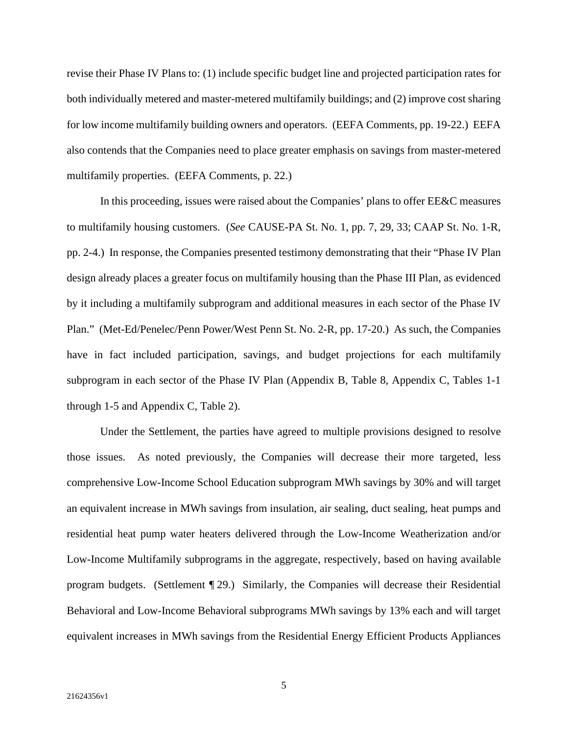revise their Phase IV Plans to: (1) include specific budget line and projected participation rates for both individually metered and master-metered multifamily buildings; and (2) improve cost sharing for low income multifamily building owners and operators. (EEFA Comments, pp. 19-22.) EEFA also contends that the Companies need to place greater emphasis on savings from master-metered multifamily properties. (EEFA Comments, p. 22.)

In this proceeding, issues were raised about the Companies' plans to offer EE&C measures to multifamily housing customers. (*See* CAUSE-PA St. No. 1, pp. 7, 29, 33; CAAP St. No. 1-R, pp. 2-4.) In response, the Companies presented testimony demonstrating that their "Phase IV Plan design already places a greater focus on multifamily housing than the Phase III Plan, as evidenced by it including a multifamily subprogram and additional measures in each sector of the Phase IV Plan." (Met-Ed/Penelec/Penn Power/West Penn St. No. 2-R, pp. 17-20.) As such, the Companies have in fact included participation, savings, and budget projections for each multifamily subprogram in each sector of the Phase IV Plan (Appendix B, Table 8, Appendix C, Tables 1-1 through 1-5 and Appendix C, Table 2).

Under the Settlement, the parties have agreed to multiple provisions designed to resolve those issues. As noted previously, the Companies will decrease their more targeted, less comprehensive Low-Income School Education subprogram MWh savings by 30% and will target an equivalent increase in MWh savings from insulation, air sealing, duct sealing, heat pumps and residential heat pump water heaters delivered through the Low-Income Weatherization and/or Low-Income Multifamily subprograms in the aggregate, respectively, based on having available program budgets. (Settlement ¶ 29.) Similarly, the Companies will decrease their Residential Behavioral and Low-Income Behavioral subprograms MWh savings by 13% each and will target equivalent increases in MWh savings from the Residential Energy Efficient Products Appliances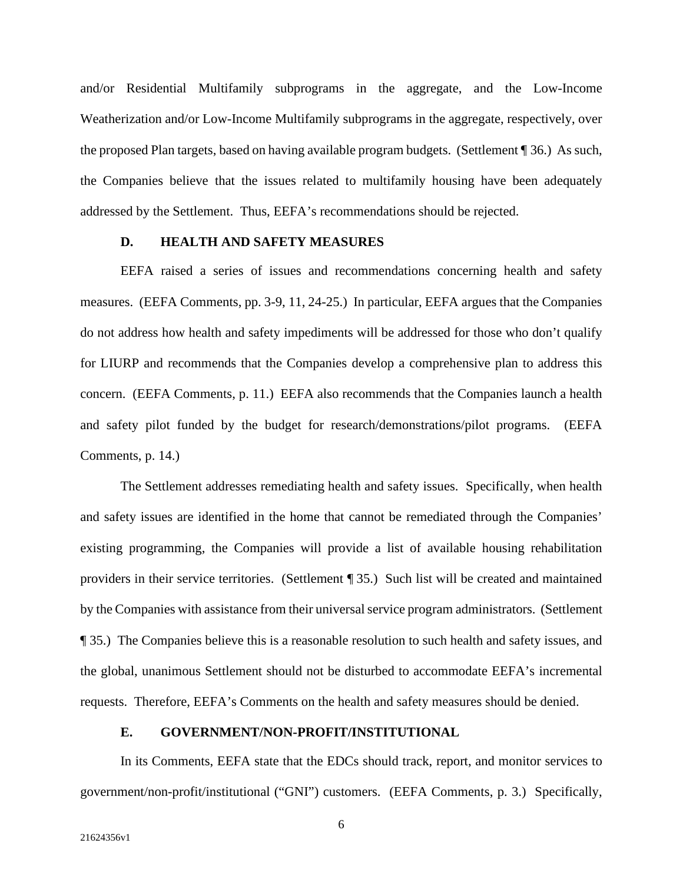and/or Residential Multifamily subprograms in the aggregate, and the Low-Income Weatherization and/or Low-Income Multifamily subprograms in the aggregate, respectively, over the proposed Plan targets, based on having available program budgets. (Settlement ¶ 36.) As such, the Companies believe that the issues related to multifamily housing have been adequately addressed by the Settlement. Thus, EEFA's recommendations should be rejected.

### D. HEALTH AND SAFETY MEASURES

EEFA raised a series of issues and recommendations concerning health and safety measures. (EEFA Comments, pp. 3-9, 11, 24-25.) In particular, EEFA argues that the Companies do not address how health and safety impediments will be addressed for those who don't qualify for LIURP and recommends that the Companies develop a comprehensive plan to address this concern. (EEFA Comments, p. 11.) EEFA also recommends that the Companies launch a health and safety pilot funded by the budget for research/demonstrations/pilot programs. (EEFA Comments, p. 14.)

The Settlement addresses remediating health and safety issues. Specifically, when health and safety issues are identified in the home that cannot be remediated through the Companies' existing programming, the Companies will provide a list of available housing rehabilitation providers in their service territories. (Settlement ¶ 35.) Such list will be created and maintained by the Companies with assistance from their universal service program administrators. (Settlement ¶ 35.) The Companies believe this is a reasonable resolution to such health and safety issues, and the global, unanimous Settlement should not be disturbed to accommodate EEFA's incremental requests. Therefore, EEFA's Comments on the health and safety measures should be denied.

### E. GOVERNMENT/NON-PROFIT/INSTITUTIONAL

In its Comments, EEFA state that the EDCs should track, report, and monitor services to government/non-profit/institutional ("GNI") customers. (EEFA Comments, p. 3.) Specifically,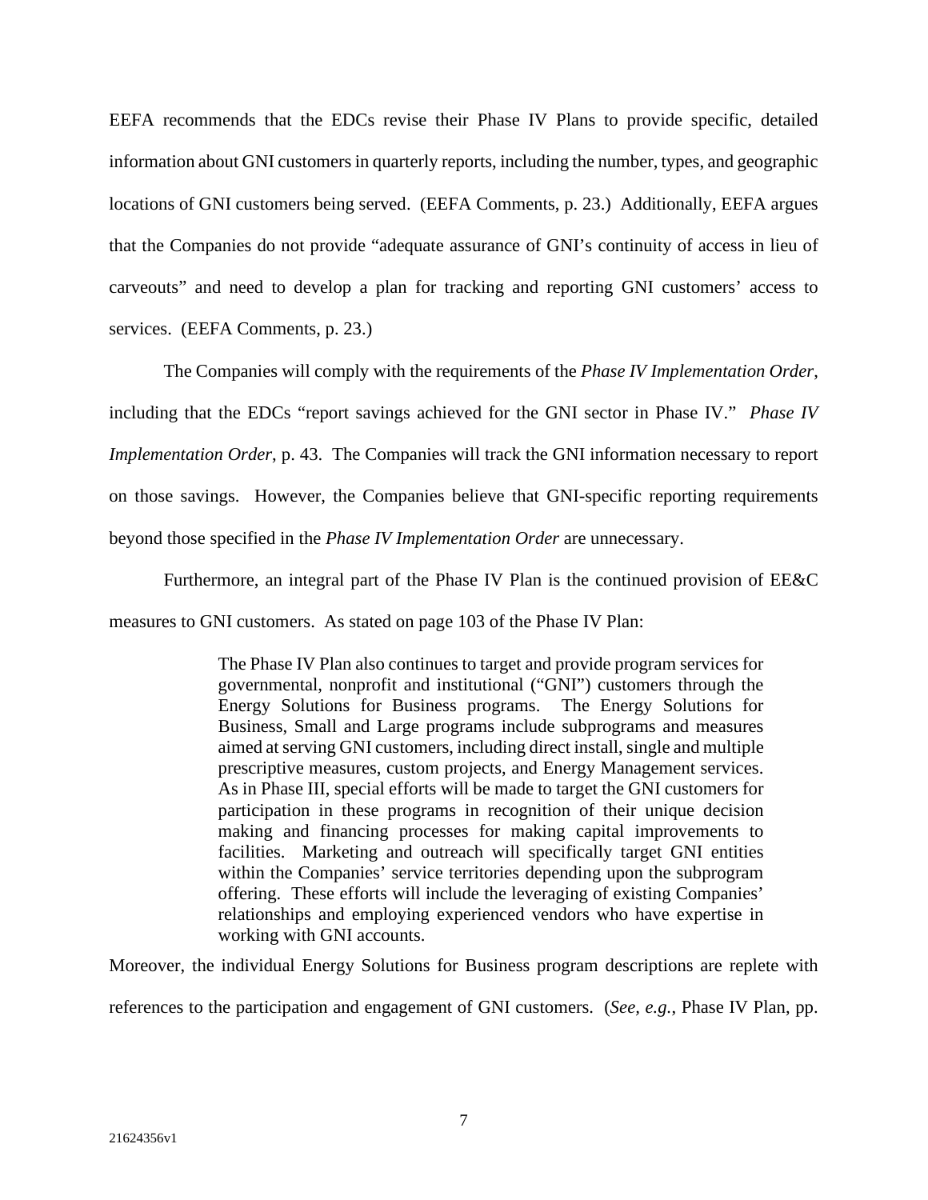EEFA recommends that the EDCs revise their Phase IV Plans to provide specific, detailed information about GNI customers in quarterly reports, including the number, types, and geographic locations of GNI customers being served. (EEFA Comments, p. 23.) Additionally, EEFA argues that the Companies do not provide "adequate assurance of GNI's continuity of access in lieu of carveouts" and need to develop a plan for tracking and reporting GNI customers' access to services. (EEFA Comments, p. 23.)

The Companies will comply with the requirements of the *Phase IV Implementation Order*, including that the EDCs "report savings achieved for the GNI sector in Phase IV." *Phase IV Implementation Order*, p. 43. The Companies will track the GNI information necessary to report on those savings. However, the Companies believe that GNI-specific reporting requirements beyond those specified in the *Phase IV Implementation Order* are unnecessary.

Furthermore, an integral part of the Phase IV Plan is the continued provision of EE&C measures to GNI customers. As stated on page 103 of the Phase IV Plan:

> The Phase IV Plan also continues to target and provide program services for governmental, nonprofit and institutional ("GNI") customers through the Energy Solutions for Business programs. The Energy Solutions for Business, Small and Large programs include subprograms and measures aimed at serving GNI customers, including direct install, single and multiple prescriptive measures, custom projects, and Energy Management services. As in Phase III, special efforts will be made to target the GNI customers for participation in these programs in recognition of their unique decision making and financing processes for making capital improvements to facilities. Marketing and outreach will specifically target GNI entities within the Companies' service territories depending upon the subprogram offering. These efforts will include the leveraging of existing Companies' relationships and employing experienced vendors who have expertise in working with GNI accounts.

Moreover, the individual Energy Solutions for Business program descriptions are replete with references to the participation and engagement of GNI customers. (*See, e.g.*, Phase IV Plan, pp.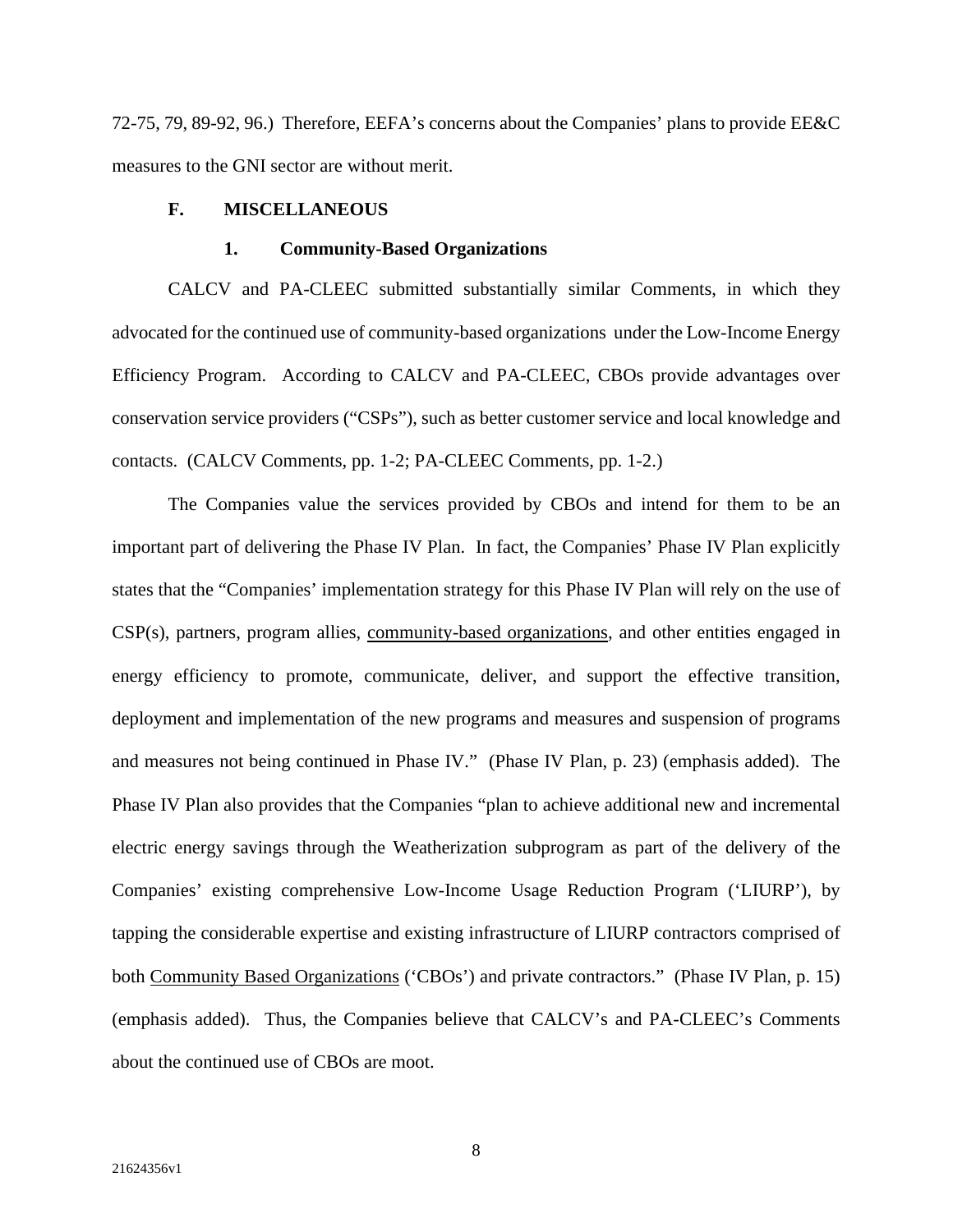72-75, 79, 89-92, 96.) Therefore, EEFA's concerns about the Companies' plans to provide EE&C measures to the GNI sector are without merit.

### F. MISCELLANEOUS

#### 1. Community-Based Organizations

CALCV and PA-CLEEC submitted substantially similar Comments, in which they advocated for the continued use of community-based organizations under the Low-Income Energy Efficiency Program. According to CALCV and PA-CLEEC, CBOs provide advantages over conservation service providers ("CSPs"), such as better customer service and local knowledge and contacts. (CALCV Comments, pp. 1-2; PA-CLEEC Comments, pp. 1-2.)

The Companies value the services provided by CBOs and intend for them to be an important part of delivering the Phase IV Plan. In fact, the Companies' Phase IV Plan explicitly states that the "Companies' implementation strategy for this Phase IV Plan will rely on the use of CSP(s), partners, program allies, <u>community-based organizations</u>, and other entities engaged in energy efficiency to promote, communicate, deliver, and support the effective transition, deployment and implementation of the new programs and measures and suspension of programs and measures not being continued in Phase IV." (Phase IV Plan, p. 23) (emphasis added). The Phase IV Plan also provides that the Companies "plan to achieve additional new and incremental electric energy savings through the Weatherization subprogram as part of the delivery of the Companies' existing comprehensive Low-Income Usage Reduction Program ('LIURP'), by tapping the considerable expertise and existing infrastructure of LIURP contractors comprised of both <u>Community Based Organizations</u> ('CBOs') and private contractors." (Phase IV Plan, p. 15) (emphasis added). Thus, the Companies believe that CALCV's and PA-CLEEC's Comments about the continued use of CBOs are moot.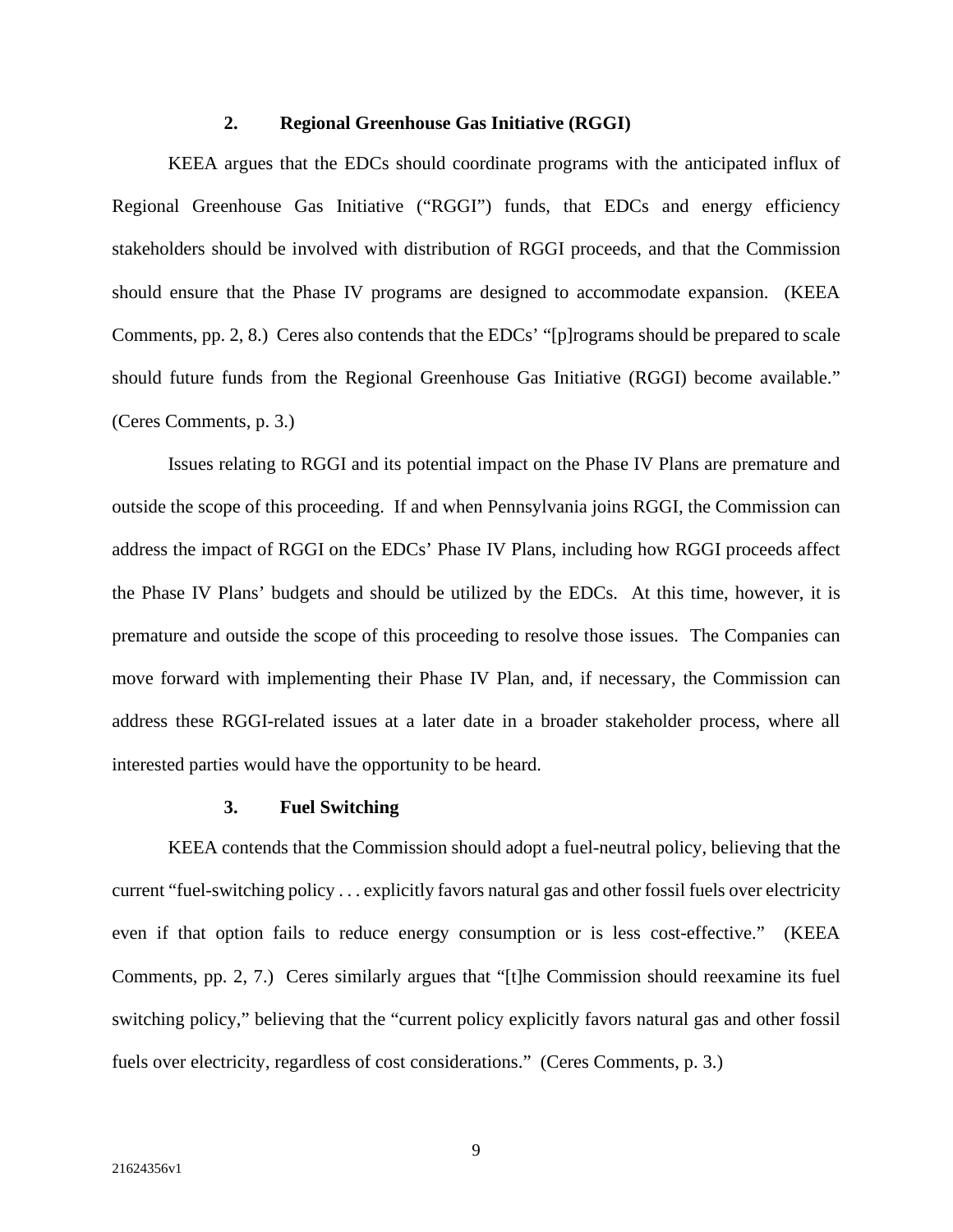### 2. Regional Greenhouse Gas Initiative (RGGI)

KEEA argues that the EDCs should coordinate programs with the anticipated influx of Regional Greenhouse Gas Initiative ("RGGI") funds, that EDCs and energy efficiency stakeholders should be involved with distribution of RGGI proceeds, and that the Commission should ensure that the Phase IV programs are designed to accommodate expansion. (KEEA Comments, pp. 2, 8.) Ceres also contends that the EDCs' "[p]rograms should be prepared to scale should future funds from the Regional Greenhouse Gas Initiative (RGGI) become available." (Ceres Comments, p. 3.)

Issues relating to RGGI and its potential impact on the Phase IV Plans are premature and outside the scope of this proceeding. If and when Pennsylvania joins RGGI, the Commission can address the impact of RGGI on the EDCs' Phase IV Plans, including how RGGI proceeds affect the Phase IV Plans' budgets and should be utilized by the EDCs. At this time, however, it is premature and outside the scope of this proceeding to resolve those issues. The Companies can move forward with implementing their Phase IV Plan, and, if necessary, the Commission can address these RGGI-related issues at a later date in a broader stakeholder process, where all interested parties would have the opportunity to be heard.

### 3. Fuel Switching

KEEA contends that the Commission should adopt a fuel-neutral policy, believing that the current "fuel-switching policy . . . explicitly favors natural gas and other fossil fuels over electricity even if that option fails to reduce energy consumption or is less cost-effective." (KEEA Comments, pp. 2, 7.) Ceres similarly argues that "[t]he Commission should reexamine its fuel switching policy," believing that the "current policy explicitly favors natural gas and other fossil fuels over electricity, regardless of cost considerations." (Ceres Comments, p. 3.)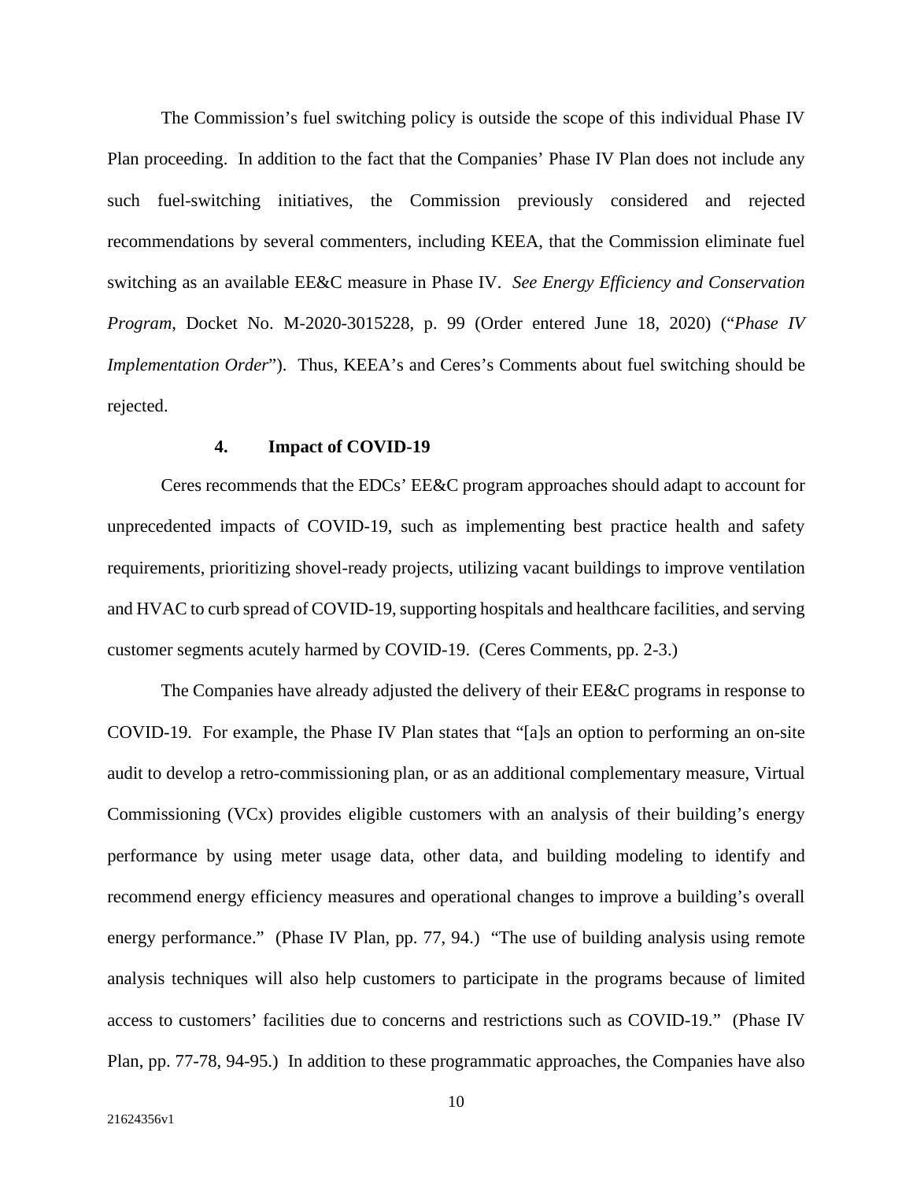The Commission's fuel switching policy is outside the scope of this individual Phase IV Plan proceeding. In addition to the fact that the Companies' Phase IV Plan does not include any such fuel-switching initiatives, the Commission previously considered and rejected recommendations by several commenters, including KEEA, that the Commission eliminate fuel switching as an available EE&C measure in Phase IV. *See Energy Efficiency and Conservation Program*, Docket No. M-2020-3015228, p. 99 (Order entered June 18, 2020) ("*Phase IV Implementation Order*"). Thus, KEEA's and Ceres's Comments about fuel switching should be rejected.

#### 4. Impact of COVID-19

Ceres recommends that the EDCs' EE&C program approaches should adapt to account for unprecedented impacts of COVID-19, such as implementing best practice health and safety requirements, prioritizing shovel-ready projects, utilizing vacant buildings to improve ventilation and HVAC to curb spread of COVID-19, supporting hospitals and healthcare facilities, and serving customer segments acutely harmed by COVID-19. (Ceres Comments, pp. 2-3.)

The Companies have already adjusted the delivery of their EE&C programs in response to COVID-19. For example, the Phase IV Plan states that "[a]s an option to performing an on-site audit to develop a retro-commissioning plan, or as an additional complementary measure, Virtual Commissioning (VCx) provides eligible customers with an analysis of their building's energy performance by using meter usage data, other data, and building modeling to identify and recommend energy efficiency measures and operational changes to improve a building's overall energy performance." (Phase IV Plan, pp. 77, 94.) "The use of building analysis using remote analysis techniques will also help customers to participate in the programs because of limited access to customers' facilities due to concerns and restrictions such as COVID-19." (Phase IV Plan, pp. 77-78, 94-95.) In addition to these programmatic approaches, the Companies have also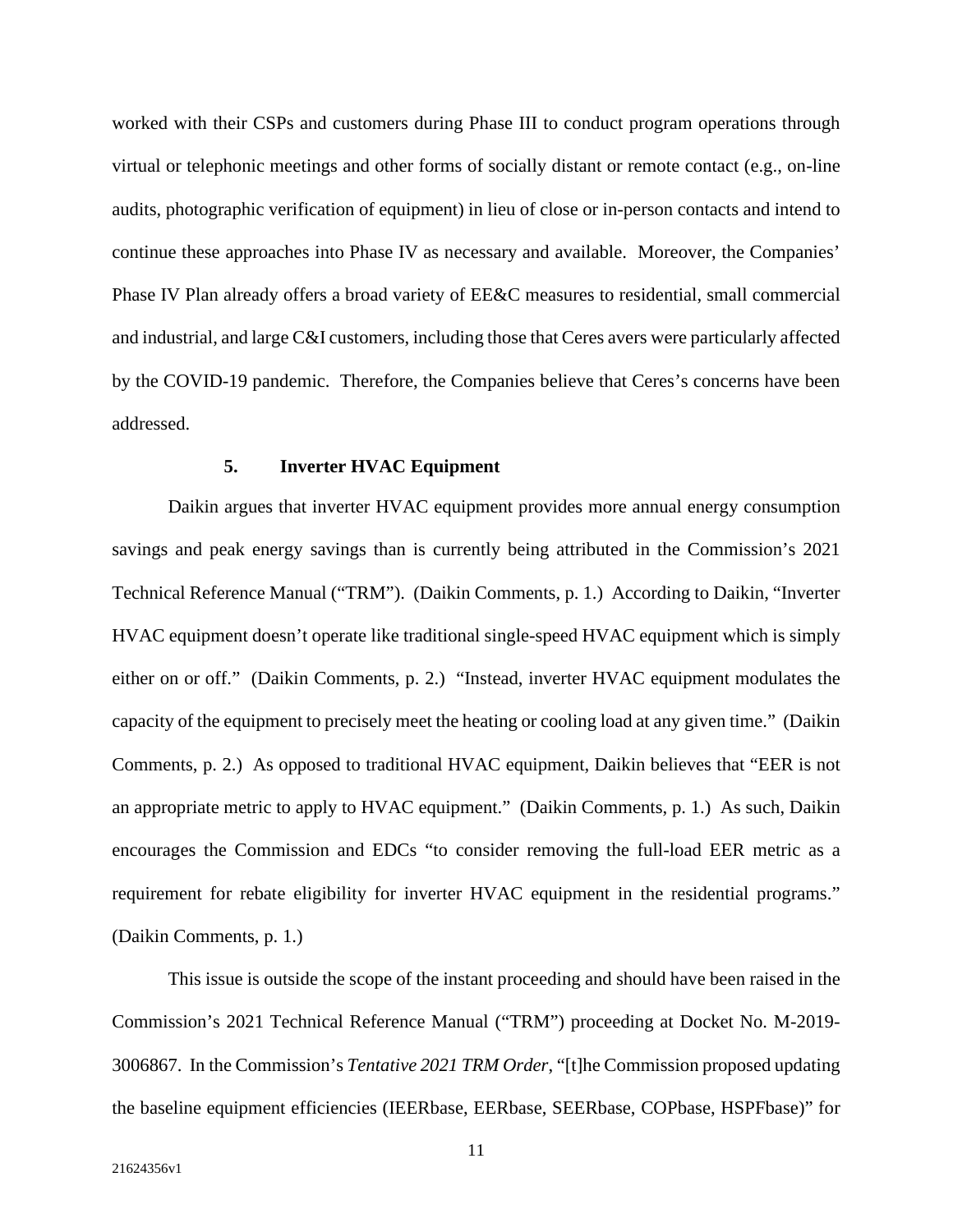worked with their CSPs and customers during Phase III to conduct program operations through virtual or telephonic meetings and other forms of socially distant or remote contact (e.g., on-line audits, photographic verification of equipment) in lieu of close or in-person contacts and intend to continue these approaches into Phase IV as necessary and available. Moreover, the Companies' Phase IV Plan already offers a broad variety of EE&C measures to residential, small commercial and industrial, and large C&I customers, including those that Ceres avers were particularly affected by the COVID-19 pandemic. Therefore, the Companies believe that Ceres's concerns have been addressed.

### 5. Inverter HVAC Equipment

Daikin argues that inverter HVAC equipment provides more annual energy consumption savings and peak energy savings than is currently being attributed in the Commission's 2021 Technical Reference Manual ("TRM"). (Daikin Comments, p. 1.) According to Daikin, "Inverter HVAC equipment doesn't operate like traditional single-speed HVAC equipment which is simply either on or off." (Daikin Comments, p. 2.) "Instead, inverter HVAC equipment modulates the capacity of the equipment to precisely meet the heating or cooling load at any given time." (Daikin Comments, p. 2.) As opposed to traditional HVAC equipment, Daikin believes that "EER is not an appropriate metric to apply to HVAC equipment." (Daikin Comments, p. 1.) As such, Daikin encourages the Commission and EDCs "to consider removing the full-load EER metric as a requirement for rebate eligibility for inverter HVAC equipment in the residential programs." (Daikin Comments, p. 1.)

This issue is outside the scope of the instant proceeding and should have been raised in the Commission's 2021 Technical Reference Manual ("TRM") proceeding at Docket No. M-2019-3006867. In the Commission's *Tentative 2021 TRM Order*, "[t]he Commission proposed updating the baseline equipment efficiencies (IEERbase, EERbase, SEERbase, COPbase, HSPFbase)" for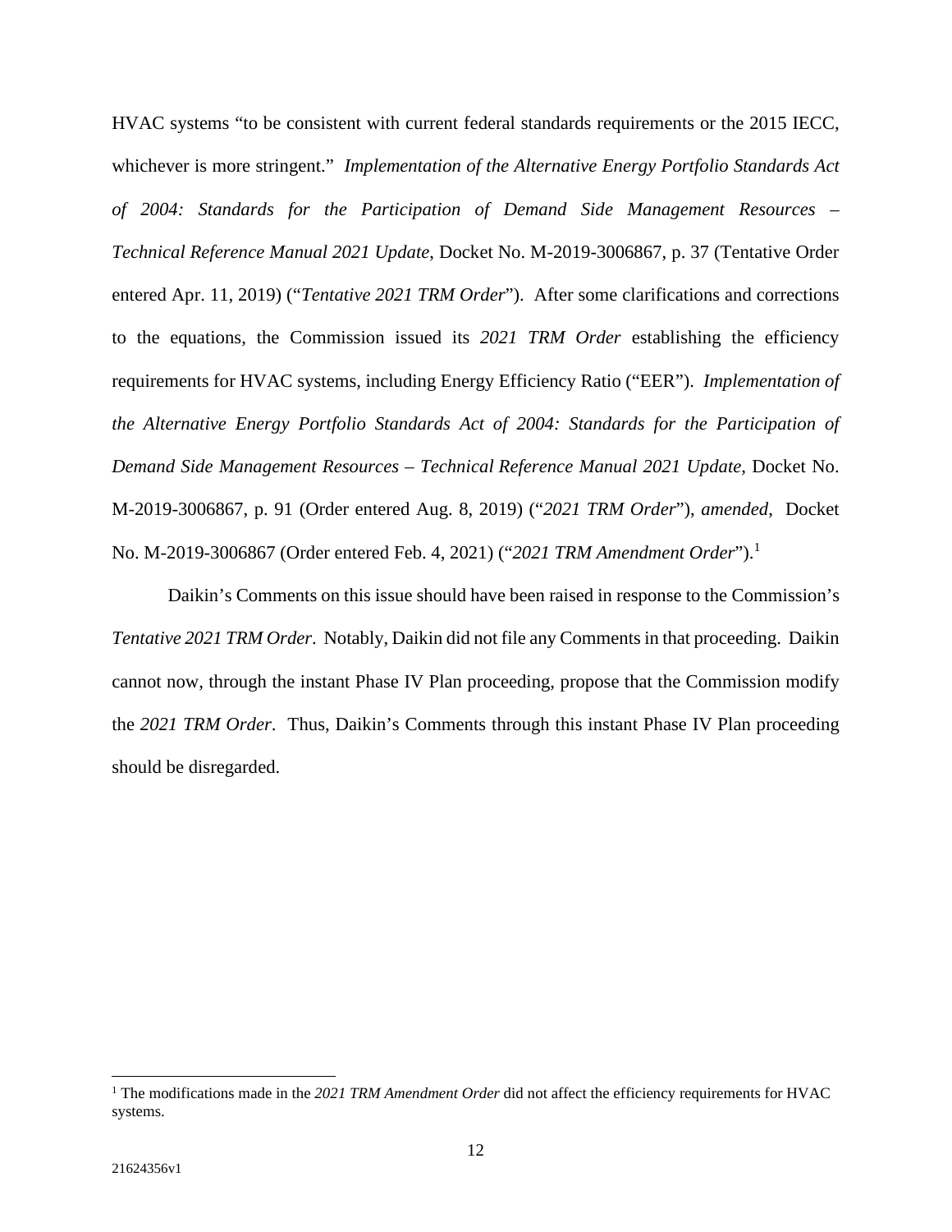HVAC systems "to be consistent with current federal standards requirements or the 2015 IECC, whichever is more stringent." *Implementation of the Alternative Energy Portfolio Standards Act of 2004: Standards for the Participation of Demand Side Management Resources – Technical Reference Manual 2021 Update*, Docket No. M-2019-3006867, p. 37 (Tentative Order entered Apr. 11, 2019) ("*Tentative 2021 TRM Order*"). After some clarifications and corrections to the equations, the Commission issued its *2021 TRM Order* establishing the efficiency requirements for HVAC systems, including Energy Efficiency Ratio ("EER"). *Implementation of the Alternative Energy Portfolio Standards Act of 2004: Standards for the Participation of Demand Side Management Resources – Technical Reference Manual 2021 Update*, Docket No. M-2019-3006867, p. 91 (Order entered Aug. 8, 2019) ("*2021 TRM Order*"), *amended*, Docket No. M-2019-3006867 (Order entered Feb. 4, 2021) ("*2021 TRM Amendment Order*").[1]

Daikin's Comments on this issue should have been raised in response to the Commission's *Tentative 2021 TRM Order*. Notably, Daikin did not file any Comments in that proceeding. Daikin cannot now, through the instant Phase IV Plan proceeding, propose that the Commission modify the *2021 TRM Order*. Thus, Daikin's Comments through this instant Phase IV Plan proceeding should be disregarded.

---

[1] The modifications made in the *2021 TRM Amendment Order* did not affect the efficiency requirements for HVAC systems.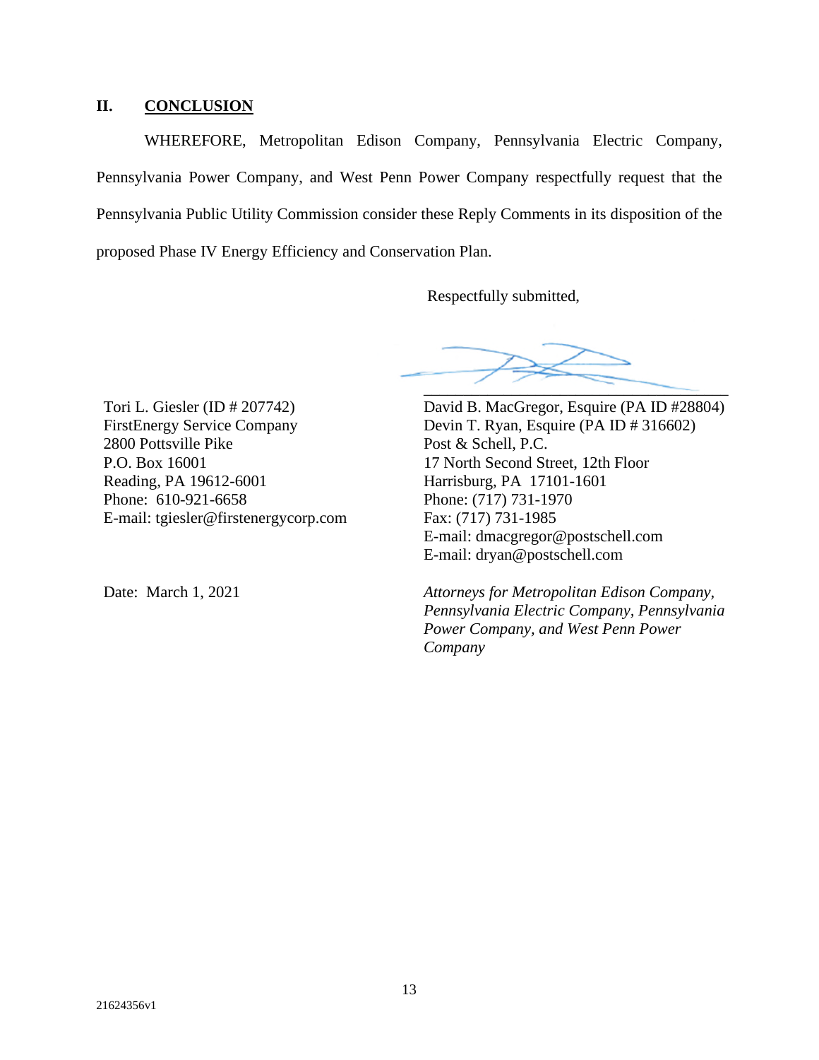## II. CONCLUSION

WHEREFORE, Metropolitan Edison Company, Pennsylvania Electric Company, Pennsylvania Power Company, and West Penn Power Company respectfully request that the Pennsylvania Public Utility Commission consider these Reply Comments in its disposition of the proposed Phase IV Energy Efficiency and Conservation Plan.

Respectfully submitted,

Tori L. Giesler (ID # 207742)
FirstEnergy Service Company
2800 Pottsville Pike
P.O. Box 16001
Reading, PA 19612-6001
Phone: 610-921-6658
E-mail: tgiesler@firstenergycorp.com

David B. MacGregor, Esquire (PA ID #28804)
Devin T. Ryan, Esquire (PA ID # 316602)
Post & Schell, P.C.
17 North Second Street, 12th Floor
Harrisburg, PA 17101-1601
Phone: (717) 731-1970
Fax: (717) 731-1985
E-mail: dmacgregor@postschell.com
E-mail: dryan@postschell.com

Date: March 1, 2021

*Attorneys for Metropolitan Edison Company, Pennsylvania Electric Company, Pennsylvania Power Company, and West Penn Power Company*

21624356v1